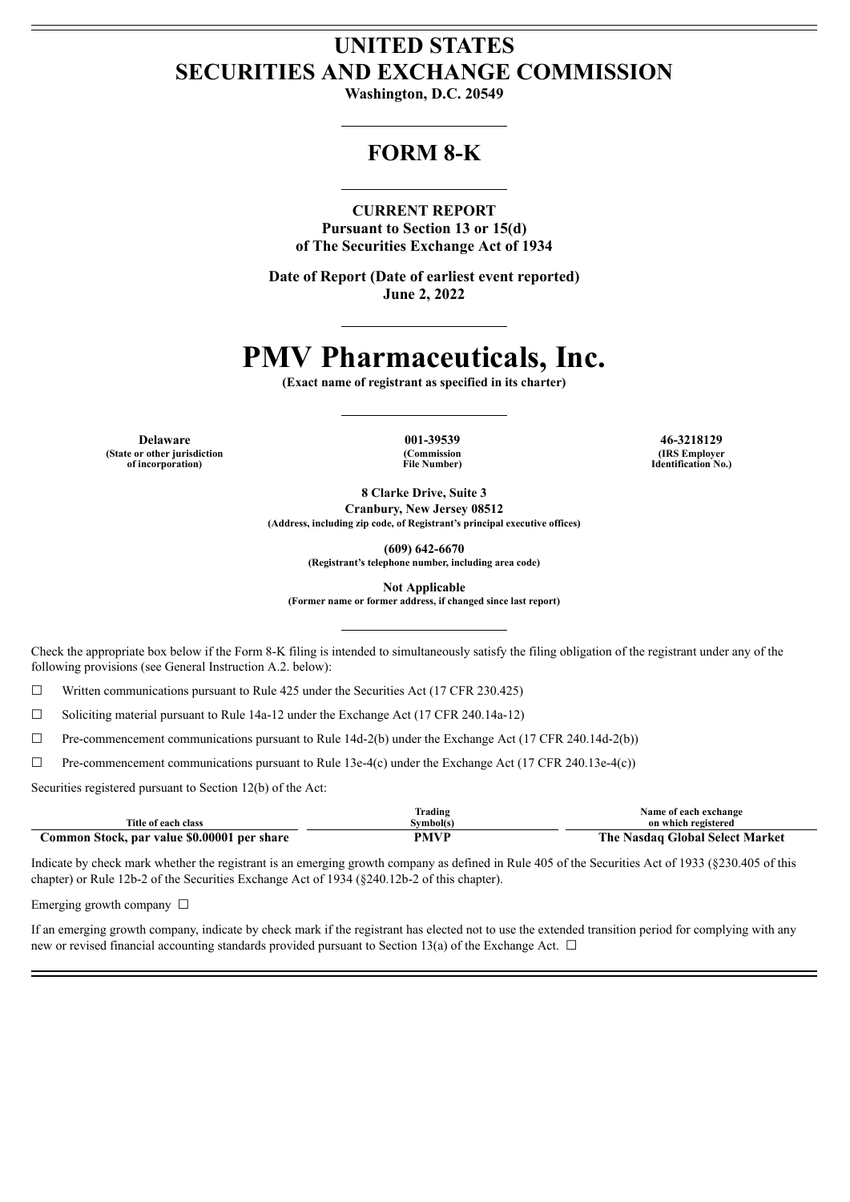# UNITED STATES
# SECURITIES AND EXCHANGE COMMISSION

**Washington, D.C. 20549**

## FORM 8-K

**CURRENT REPORT**
**Pursuant to Section 13 or 15(d)**
**of The Securities Exchange Act of 1934**

**Date of Report (Date of earliest event reported)**
**June 2, 2022**

# PMV Pharmaceuticals, Inc.

**(Exact name of registrant as specified in its charter)**

| Delaware | 001-39539 | 46-3218129 |
|---|---|---|
| (State or other jurisdiction of incorporation) | (Commission File Number) | (IRS Employer Identification No.) |

**8 Clarke Drive, Suite 3**
**Cranbury, New Jersey 08512**
**(Address, including zip code, of Registrant's principal executive offices)**

**(609) 642-6670**
**(Registrant's telephone number, including area code)**

**Not Applicable**
**(Former name or former address, if changed since last report)**

Check the appropriate box below if the Form 8-K filing is intended to simultaneously satisfy the filing obligation of the registrant under any of the following provisions (see General Instruction A.2. below):

☐ Written communications pursuant to Rule 425 under the Securities Act (17 CFR 230.425)

☐ Soliciting material pursuant to Rule 14a-12 under the Exchange Act (17 CFR 240.14a-12)

☐ Pre-commencement communications pursuant to Rule 14d-2(b) under the Exchange Act (17 CFR 240.14d-2(b))

☐ Pre-commencement communications pursuant to Rule 13e-4(c) under the Exchange Act (17 CFR 240.13e-4(c))

Securities registered pursuant to Section 12(b) of the Act:

| Title of each class | Trading Symbol(s) | Name of each exchange on which registered |
|---|---|---|
| **Common Stock, par value $0.00001 per share** | **PMVP** | **The Nasdaq Global Select Market** |

Indicate by check mark whether the registrant is an emerging growth company as defined in Rule 405 of the Securities Act of 1933 (§230.405 of this chapter) or Rule 12b-2 of the Securities Exchange Act of 1934 (§240.12b-2 of this chapter).

Emerging growth company ☐

If an emerging growth company, indicate by check mark if the registrant has elected not to use the extended transition period for complying with any new or revised financial accounting standards provided pursuant to Section 13(a) of the Exchange Act. ☐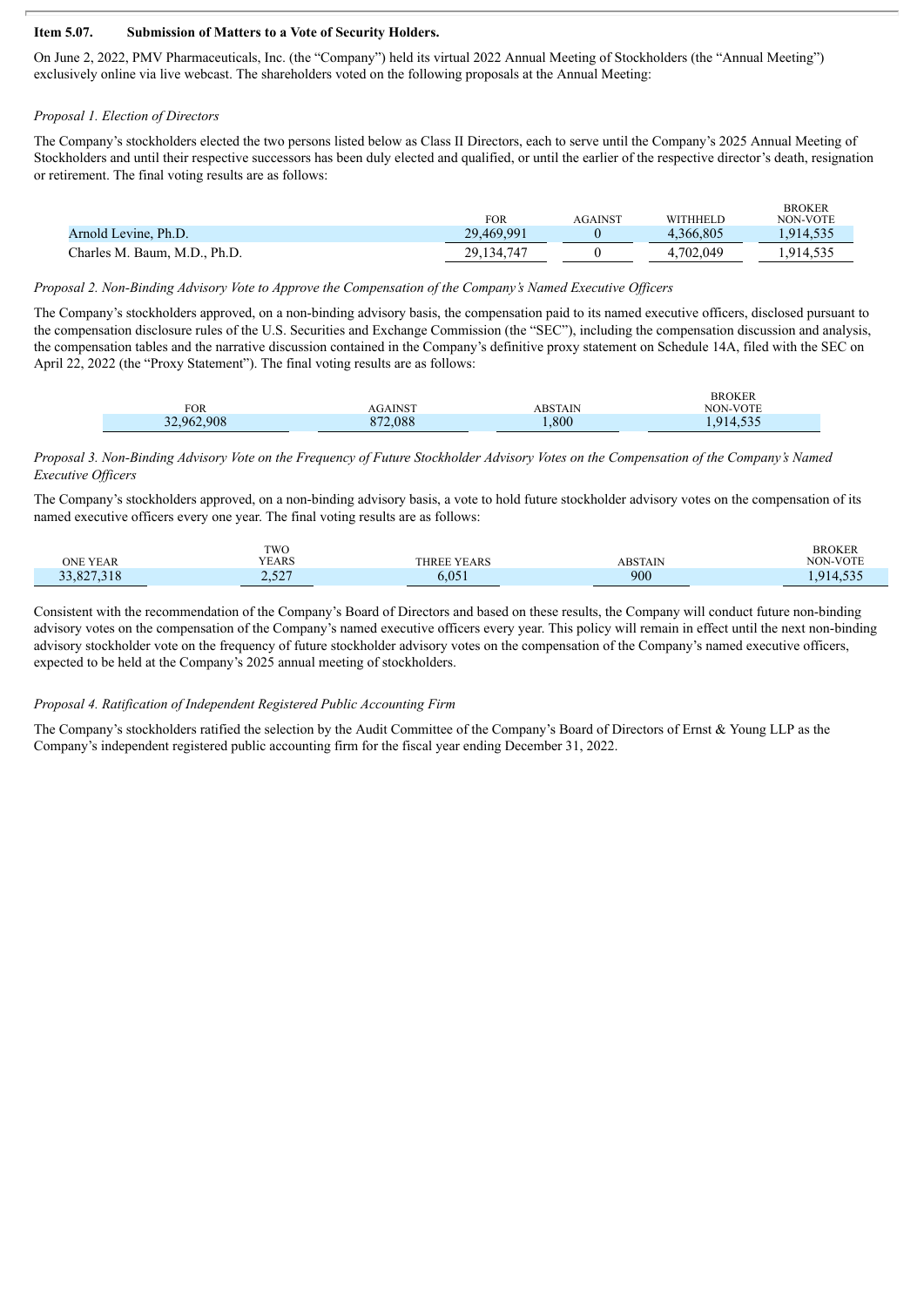**Item 5.07. Submission of Matters to a Vote of Security Holders.**

On June 2, 2022, PMV Pharmaceuticals, Inc. (the "Company") held its virtual 2022 Annual Meeting of Stockholders (the "Annual Meeting") exclusively online via live webcast. The shareholders voted on the following proposals at the Annual Meeting:

*Proposal 1. Election of Directors*

The Company's stockholders elected the two persons listed below as Class II Directors, each to serve until the Company's 2025 Annual Meeting of Stockholders and until their respective successors has been duly elected and qualified, or until the earlier of the respective director's death, resignation or retirement. The final voting results are as follows:

| | FOR | AGAINST | WITHHELD | BROKER NON-VOTE |
|---|---|---|---|---|
| Arnold Levine, Ph.D. | 29,469,991 | 0 | 4,366,805 | 1,914,535 |
| Charles M. Baum, M.D., Ph.D. | 29,134,747 | 0 | 4,702,049 | 1,914,535 |

*Proposal 2. Non-Binding Advisory Vote to Approve the Compensation of the Company's Named Executive Officers*

The Company's stockholders approved, on a non-binding advisory basis, the compensation paid to its named executive officers, disclosed pursuant to the compensation disclosure rules of the U.S. Securities and Exchange Commission (the "SEC"), including the compensation discussion and analysis, the compensation tables and the narrative discussion contained in the Company's definitive proxy statement on Schedule 14A, filed with the SEC on April 22, 2022 (the "Proxy Statement"). The final voting results are as follows:

| FOR | AGAINST | ABSTAIN | BROKER NON-VOTE |
|---|---|---|---|
| 32,962,908 | 872,088 | 1,800 | 1,914,535 |

*Proposal 3. Non-Binding Advisory Vote on the Frequency of Future Stockholder Advisory Votes on the Compensation of the Company's Named Executive Officers*

The Company's stockholders approved, on a non-binding advisory basis, a vote to hold future stockholder advisory votes on the compensation of its named executive officers every one year. The final voting results are as follows:

| ONE YEAR | TWO YEARS | THREE YEARS | ABSTAIN | BROKER NON-VOTE |
|---|---|---|---|---|
| 33,827,318 | 2,527 | 6,051 | 900 | 1,914,535 |

Consistent with the recommendation of the Company's Board of Directors and based on these results, the Company will conduct future non-binding advisory votes on the compensation of the Company's named executive officers every year. This policy will remain in effect until the next non-binding advisory stockholder vote on the frequency of future stockholder advisory votes on the compensation of the Company's named executive officers, expected to be held at the Company's 2025 annual meeting of stockholders.

*Proposal 4. Ratification of Independent Registered Public Accounting Firm*

The Company's stockholders ratified the selection by the Audit Committee of the Company's Board of Directors of Ernst & Young LLP as the Company's independent registered public accounting firm for the fiscal year ending December 31, 2022.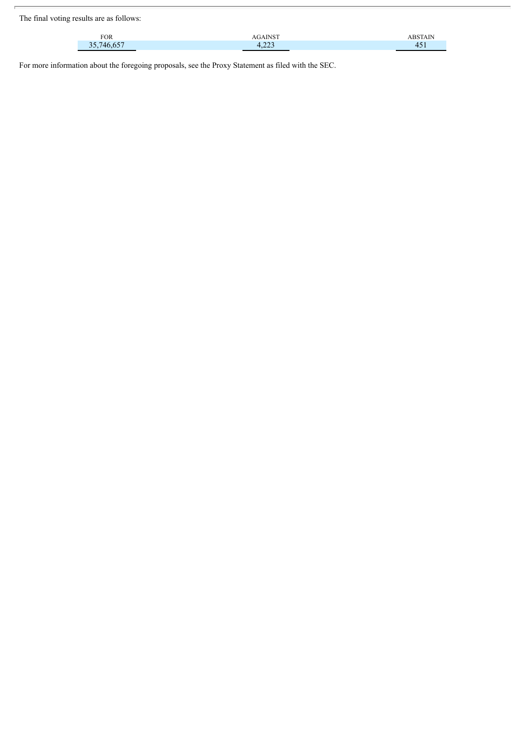The final voting results are as follows:

| FOR | AGAINST | ABSTAIN |
| --- | --- | --- |
| 35,746,657 | 4,223 | 451 |

For more information about the foregoing proposals, see the Proxy Statement as filed with the SEC.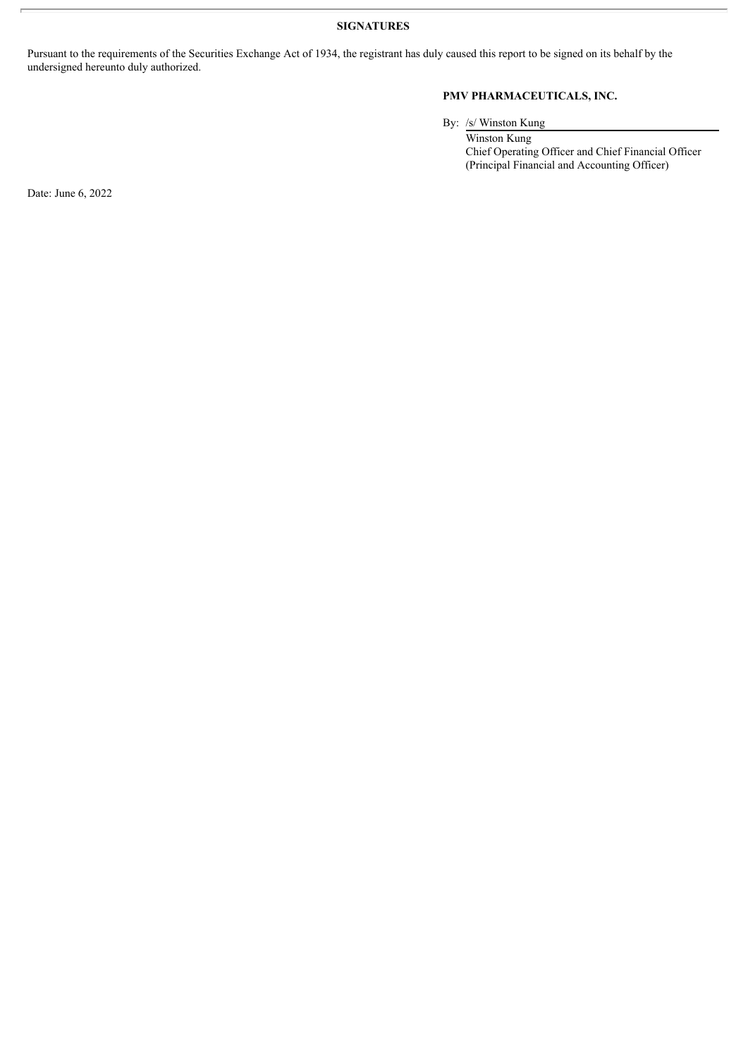**SIGNATURES**

Pursuant to the requirements of the Securities Exchange Act of 1934, the registrant has duly caused this report to be signed on its behalf by the undersigned hereunto duly authorized.

**PMV PHARMACEUTICALS, INC.**

By: /s/ Winston Kung
Winston Kung
Chief Operating Officer and Chief Financial Officer
(Principal Financial and Accounting Officer)

Date: June 6, 2022